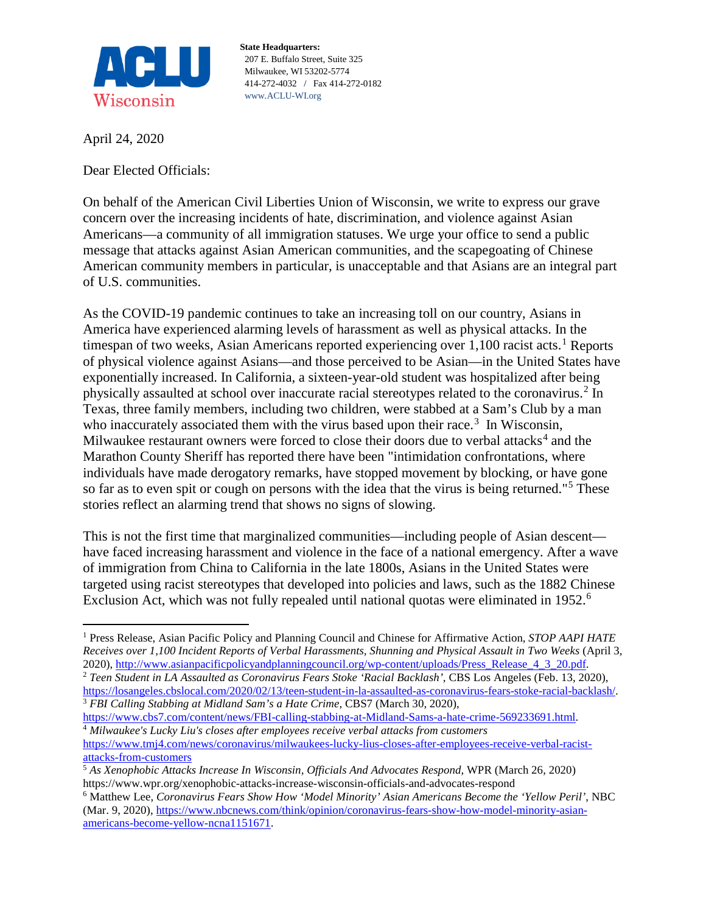**ACLU Wisconsin**

**State Headquarters:**
207 E. Buffalo Street, Suite 325
Milwaukee, WI 53202-5774
414-272-4032 / Fax 414-272-0182
www.ACLU-WI.org

April 24, 2020

Dear Elected Officials:

On behalf of the American Civil Liberties Union of Wisconsin, we write to express our grave concern over the increasing incidents of hate, discrimination, and violence against Asian Americans—a community of all immigration statuses. We urge your office to send a public message that attacks against Asian American communities, and the scapegoating of Chinese American community members in particular, is unacceptable and that Asians are an integral part of U.S. communities.

As the COVID-19 pandemic continues to take an increasing toll on our country, Asians in America have experienced alarming levels of harassment as well as physical attacks. In the timespan of two weeks, Asian Americans reported experiencing over 1,100 racist acts.[1] Reports of physical violence against Asians—and those perceived to be Asian—in the United States have exponentially increased. In California, a sixteen-year-old student was hospitalized after being physically assaulted at school over inaccurate racial stereotypes related to the coronavirus.[2] In Texas, three family members, including two children, were stabbed at a Sam's Club by a man who inaccurately associated them with the virus based upon their race.[3] In Wisconsin, Milwaukee restaurant owners were forced to close their doors due to verbal attacks[4] and the Marathon County Sheriff has reported there have been "intimidation confrontations, where individuals have made derogatory remarks, have stopped movement by blocking, or have gone so far as to even spit or cough on persons with the idea that the virus is being returned."[5] These stories reflect an alarming trend that shows no signs of slowing.

This is not the first time that marginalized communities—including people of Asian descent—have faced increasing harassment and violence in the face of a national emergency. After a wave of immigration from China to California in the late 1800s, Asians in the United States were targeted using racist stereotypes that developed into policies and laws, such as the 1882 Chinese Exclusion Act, which was not fully repealed until national quotas were eliminated in 1952.[6]

---

[1] Press Release, Asian Pacific Policy and Planning Council and Chinese for Affirmative Action, *STOP AAPI HATE Receives over 1,100 Incident Reports of Verbal Harassments, Shunning and Physical Assault in Two Weeks* (April 3, 2020), http://www.asianpacificpolicyandplanningcouncil.org/wp-content/uploads/Press_Release_4_3_20.pdf.

[2] *Teen Student in LA Assaulted as Coronavirus Fears Stoke 'Racial Backlash'*, CBS Los Angeles (Feb. 13, 2020), https://losangeles.cbslocal.com/2020/02/13/teen-student-in-la-assaulted-as-coronavirus-fears-stoke-racial-backlash/.

[3] *FBI Calling Stabbing at Midland Sam's a Hate Crime*, CBS7 (March 30, 2020), https://www.cbs7.com/content/news/FBI-calling-stabbing-at-Midland-Sams-a-hate-crime-569233691.html.

[4] *Milwaukee's Lucky Liu's closes after employees receive verbal attacks from customers* https://www.tmj4.com/news/coronavirus/milwaukees-lucky-lius-closes-after-employees-receive-verbal-racist-attacks-from-customers

[5] *As Xenophobic Attacks Increase In Wisconsin, Officials And Advocates Respond*, WPR (March 26, 2020) https://www.wpr.org/xenophobic-attacks-increase-wisconsin-officials-and-advocates-respond

[6] Matthew Lee, *Coronavirus Fears Show How 'Model Minority' Asian Americans Become the 'Yellow Peril'*, NBC (Mar. 9, 2020), https://www.nbcnews.com/think/opinion/coronavirus-fears-show-how-model-minority-asian-americans-become-yellow-ncna1151671.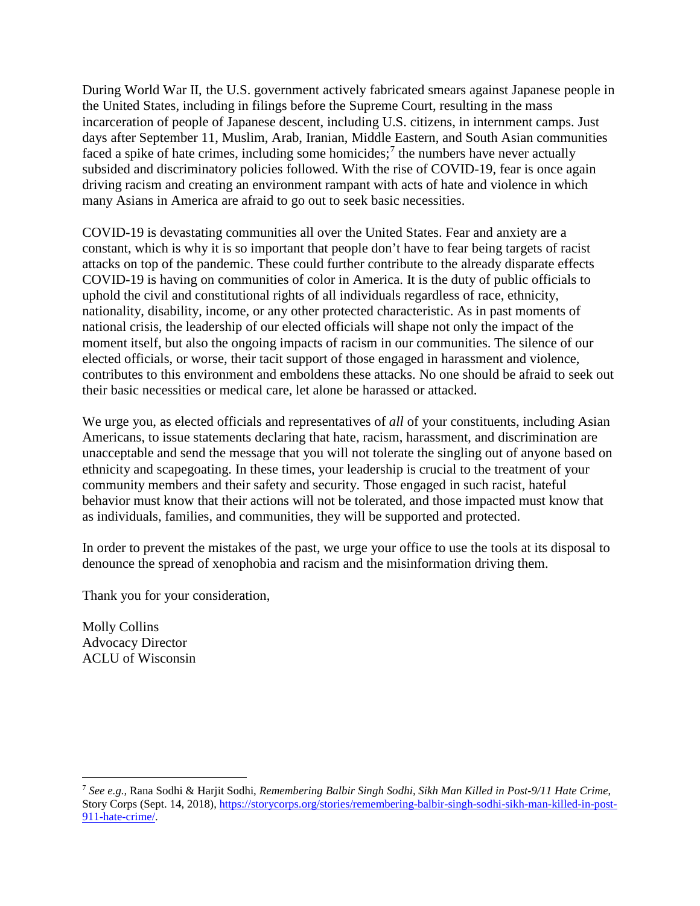During World War II, the U.S. government actively fabricated smears against Japanese people in the United States, including in filings before the Supreme Court, resulting in the mass incarceration of people of Japanese descent, including U.S. citizens, in internment camps. Just days after September 11, Muslim, Arab, Iranian, Middle Eastern, and South Asian communities faced a spike of hate crimes, including some homicides;[7] the numbers have never actually subsided and discriminatory policies followed. With the rise of COVID-19, fear is once again driving racism and creating an environment rampant with acts of hate and violence in which many Asians in America are afraid to go out to seek basic necessities.

COVID-19 is devastating communities all over the United States. Fear and anxiety are a constant, which is why it is so important that people don't have to fear being targets of racist attacks on top of the pandemic. These could further contribute to the already disparate effects COVID-19 is having on communities of color in America. It is the duty of public officials to uphold the civil and constitutional rights of all individuals regardless of race, ethnicity, nationality, disability, income, or any other protected characteristic. As in past moments of national crisis, the leadership of our elected officials will shape not only the impact of the moment itself, but also the ongoing impacts of racism in our communities. The silence of our elected officials, or worse, their tacit support of those engaged in harassment and violence, contributes to this environment and emboldens these attacks. No one should be afraid to seek out their basic necessities or medical care, let alone be harassed or attacked.

We urge you, as elected officials and representatives of *all* of your constituents, including Asian Americans, to issue statements declaring that hate, racism, harassment, and discrimination are unacceptable and send the message that you will not tolerate the singling out of anyone based on ethnicity and scapegoating. In these times, your leadership is crucial to the treatment of your community members and their safety and security. Those engaged in such racist, hateful behavior must know that their actions will not be tolerated, and those impacted must know that as individuals, families, and communities, they will be supported and protected.

In order to prevent the mistakes of the past, we urge your office to use the tools at its disposal to denounce the spread of xenophobia and racism and the misinformation driving them.

Thank you for your consideration,

Molly Collins
Advocacy Director
ACLU of Wisconsin

---

[7] *See e.g.*, Rana Sodhi & Harjit Sodhi, *Remembering Balbir Singh Sodhi, Sikh Man Killed in Post-9/11 Hate Crime*, Story Corps (Sept. 14, 2018), https://storycorps.org/stories/remembering-balbir-singh-sodhi-sikh-man-killed-in-post-911-hate-crime/.